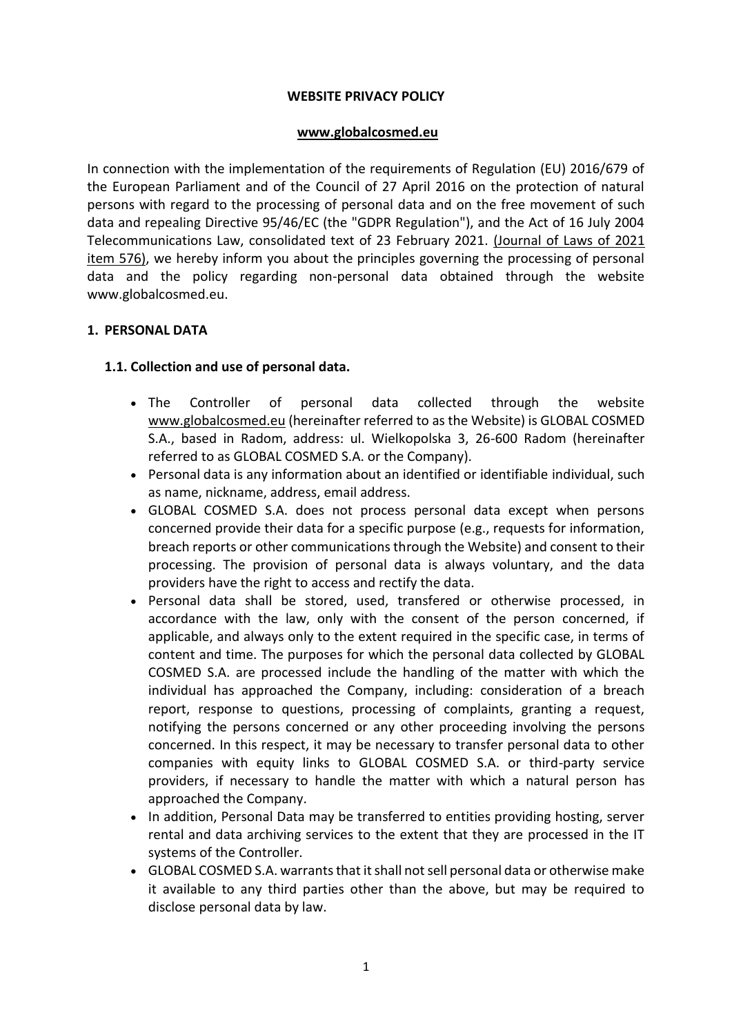**WEBSITE PRIVACY POLICY**

**www.globalcosmed.eu**

In connection with the implementation of the requirements of Regulation (EU) 2016/679 of the European Parliament and of the Council of 27 April 2016 on the protection of natural persons with regard to the processing of personal data and on the free movement of such data and repealing Directive 95/46/EC (the "GDPR Regulation"), and the Act of 16 July 2004 Telecommunications Law, consolidated text of 23 February 2021. (Journal of Laws of 2021 item 576), we hereby inform you about the principles governing the processing of personal data and the policy regarding non-personal data obtained through the website www.globalcosmed.eu.

## 1. PERSONAL DATA

### 1.1. Collection and use of personal data.

- The Controller of personal data collected through the website www.globalcosmed.eu (hereinafter referred to as the Website) is GLOBAL COSMED S.A., based in Radom, address: ul. Wielkopolska 3, 26-600 Radom (hereinafter referred to as GLOBAL COSMED S.A. or the Company).
- Personal data is any information about an identified or identifiable individual, such as name, nickname, address, email address.
- GLOBAL COSMED S.A. does not process personal data except when persons concerned provide their data for a specific purpose (e.g., requests for information, breach reports or other communications through the Website) and consent to their processing. The provision of personal data is always voluntary, and the data providers have the right to access and rectify the data.
- Personal data shall be stored, used, transfered or otherwise processed, in accordance with the law, only with the consent of the person concerned, if applicable, and always only to the extent required in the specific case, in terms of content and time. The purposes for which the personal data collected by GLOBAL COSMED S.A. are processed include the handling of the matter with which the individual has approached the Company, including: consideration of a breach report, response to questions, processing of complaints, granting a request, notifying the persons concerned or any other proceeding involving the persons concerned. In this respect, it may be necessary to transfer personal data to other companies with equity links to GLOBAL COSMED S.A. or third-party service providers, if necessary to handle the matter with which a natural person has approached the Company.
- In addition, Personal Data may be transferred to entities providing hosting, server rental and data archiving services to the extent that they are processed in the IT systems of the Controller.
- GLOBAL COSMED S.A. warrants that it shall not sell personal data or otherwise make it available to any third parties other than the above, but may be required to disclose personal data by law.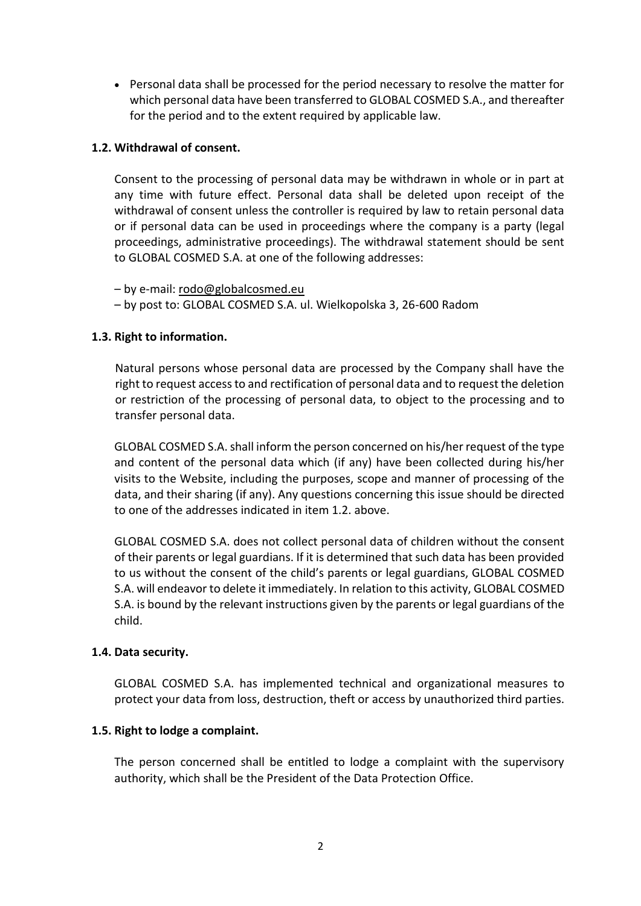- Personal data shall be processed for the period necessary to resolve the matter for which personal data have been transferred to GLOBAL COSMED S.A., and thereafter for the period and to the extent required by applicable law.

### 1.2. Withdrawal of consent.

Consent to the processing of personal data may be withdrawn in whole or in part at any time with future effect. Personal data shall be deleted upon receipt of the withdrawal of consent unless the controller is required by law to retain personal data or if personal data can be used in proceedings where the company is a party (legal proceedings, administrative proceedings). The withdrawal statement should be sent to GLOBAL COSMED S.A. at one of the following addresses:

– by e-mail: rodo@globalcosmed.eu
– by post to: GLOBAL COSMED S.A. ul. Wielkopolska 3, 26-600 Radom

### 1.3. Right to information.

Natural persons whose personal data are processed by the Company shall have the right to request access to and rectification of personal data and to request the deletion or restriction of the processing of personal data, to object to the processing and to transfer personal data.

GLOBAL COSMED S.A. shall inform the person concerned on his/her request of the type and content of the personal data which (if any) have been collected during his/her visits to the Website, including the purposes, scope and manner of processing of the data, and their sharing (if any). Any questions concerning this issue should be directed to one of the addresses indicated in item 1.2. above.

GLOBAL COSMED S.A. does not collect personal data of children without the consent of their parents or legal guardians. If it is determined that such data has been provided to us without the consent of the child's parents or legal guardians, GLOBAL COSMED S.A. will endeavor to delete it immediately. In relation to this activity, GLOBAL COSMED S.A. is bound by the relevant instructions given by the parents or legal guardians of the child.

### 1.4. Data security.

GLOBAL COSMED S.A. has implemented technical and organizational measures to protect your data from loss, destruction, theft or access by unauthorized third parties.

### 1.5. Right to lodge a complaint.

The person concerned shall be entitled to lodge a complaint with the supervisory authority, which shall be the President of the Data Protection Office.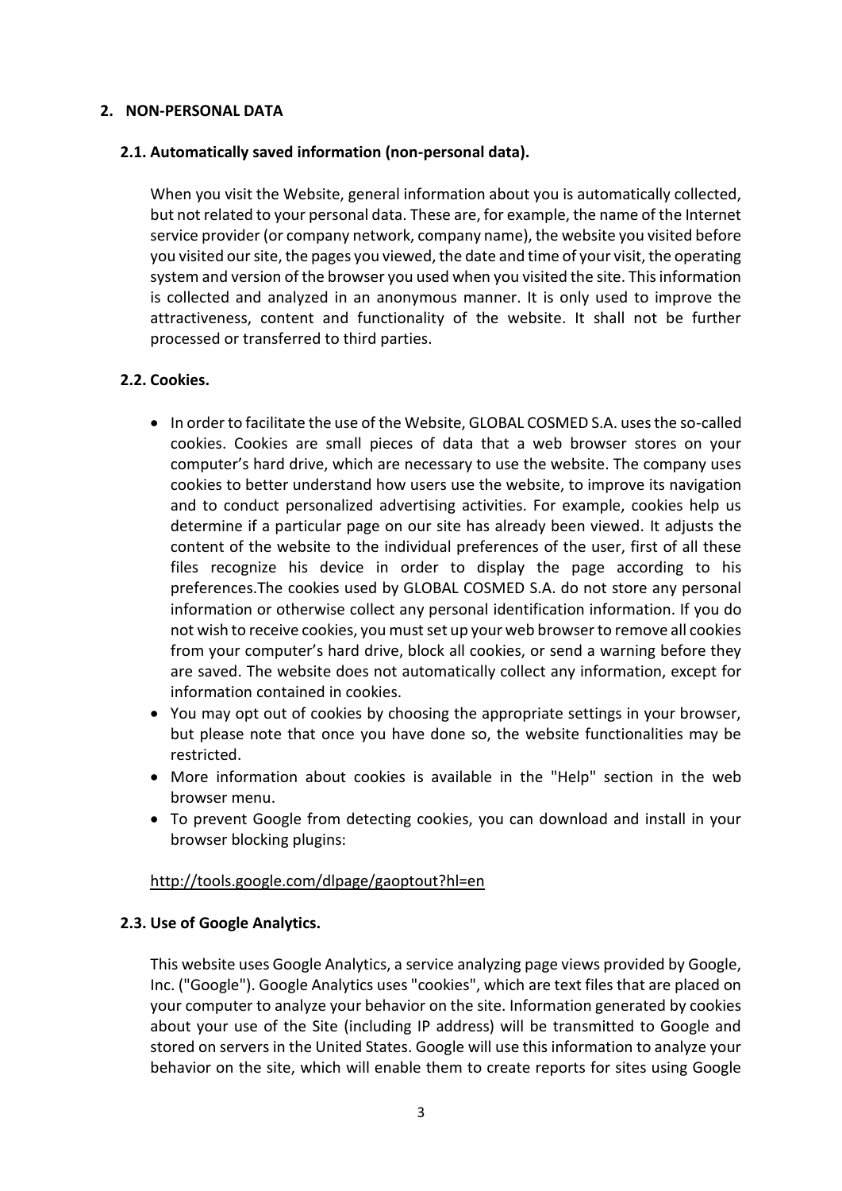## 2. NON-PERSONAL DATA

### 2.1. Automatically saved information (non-personal data).

When you visit the Website, general information about you is automatically collected, but not related to your personal data. These are, for example, the name of the Internet service provider (or company network, company name), the website you visited before you visited our site, the pages you viewed, the date and time of your visit, the operating system and version of the browser you used when you visited the site. This information is collected and analyzed in an anonymous manner. It is only used to improve the attractiveness, content and functionality of the website. It shall not be further processed or transferred to third parties.

### 2.2. Cookies.

- In order to facilitate the use of the Website, GLOBAL COSMED S.A. uses the so-called cookies. Cookies are small pieces of data that a web browser stores on your computer's hard drive, which are necessary to use the website. The company uses cookies to better understand how users use the website, to improve its navigation and to conduct personalized advertising activities. For example, cookies help us determine if a particular page on our site has already been viewed. It adjusts the content of the website to the individual preferences of the user, first of all these files recognize his device in order to display the page according to his preferences.The cookies used by GLOBAL COSMED S.A. do not store any personal information or otherwise collect any personal identification information. If you do not wish to receive cookies, you must set up your web browser to remove all cookies from your computer's hard drive, block all cookies, or send a warning before they are saved. The website does not automatically collect any information, except for information contained in cookies.
- You may opt out of cookies by choosing the appropriate settings in your browser, but please note that once you have done so, the website functionalities may be restricted.
- More information about cookies is available in the "Help" section in the web browser menu.
- To prevent Google from detecting cookies, you can download and install in your browser blocking plugins:

http://tools.google.com/dlpage/gaoptout?hl=en

### 2.3. Use of Google Analytics.

This website uses Google Analytics, a service analyzing page views provided by Google, Inc. ("Google"). Google Analytics uses "cookies", which are text files that are placed on your computer to analyze your behavior on the site. Information generated by cookies about your use of the Site (including IP address) will be transmitted to Google and stored on servers in the United States. Google will use this information to analyze your behavior on the site, which will enable them to create reports for sites using Google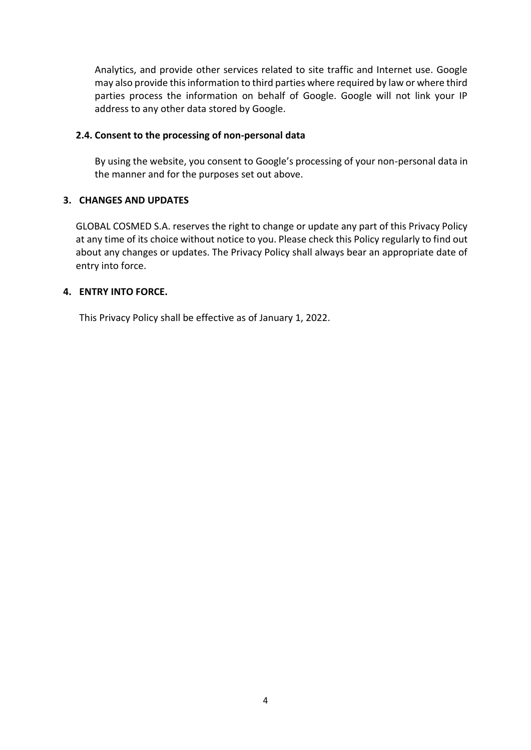Analytics, and provide other services related to site traffic and Internet use. Google may also provide this information to third parties where required by law or where third parties process the information on behalf of Google. Google will not link your IP address to any other data stored by Google.

### 2.4. Consent to the processing of non-personal data

By using the website, you consent to Google's processing of your non-personal data in the manner and for the purposes set out above.

## 3. CHANGES AND UPDATES

GLOBAL COSMED S.A. reserves the right to change or update any part of this Privacy Policy at any time of its choice without notice to you. Please check this Policy regularly to find out about any changes or updates. The Privacy Policy shall always bear an appropriate date of entry into force.

## 4. ENTRY INTO FORCE.

This Privacy Policy shall be effective as of January 1, 2022.